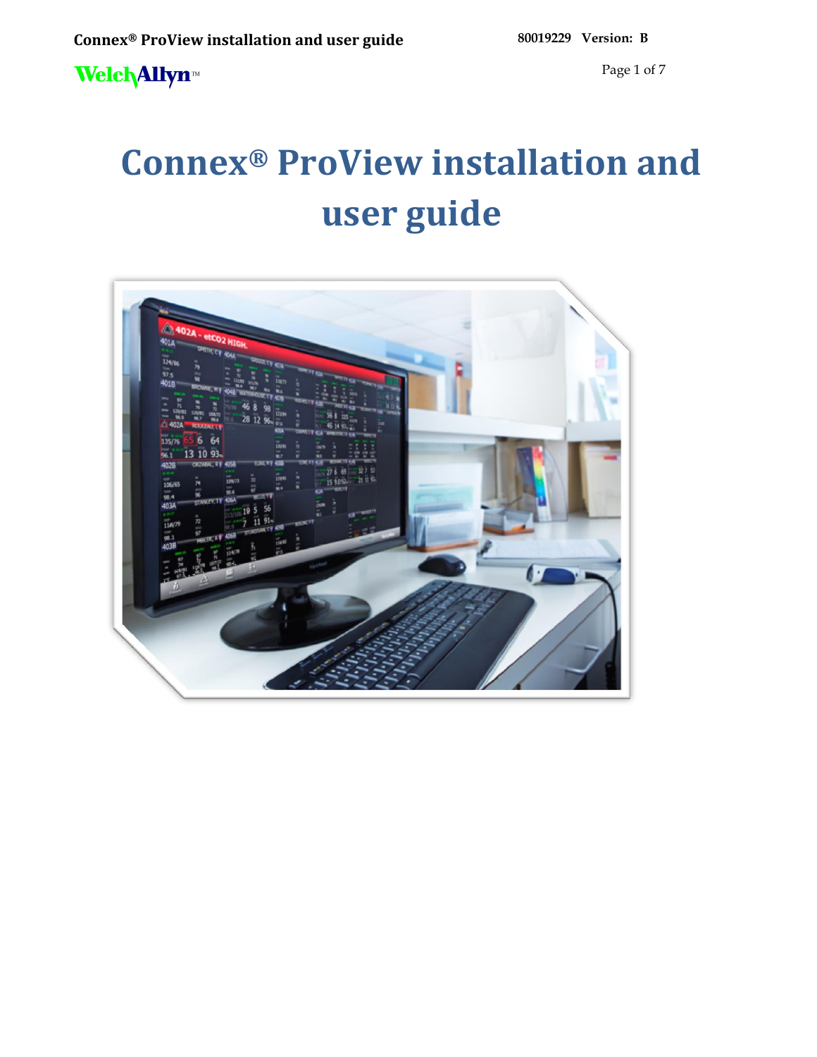# Connex® ProView installation and user guide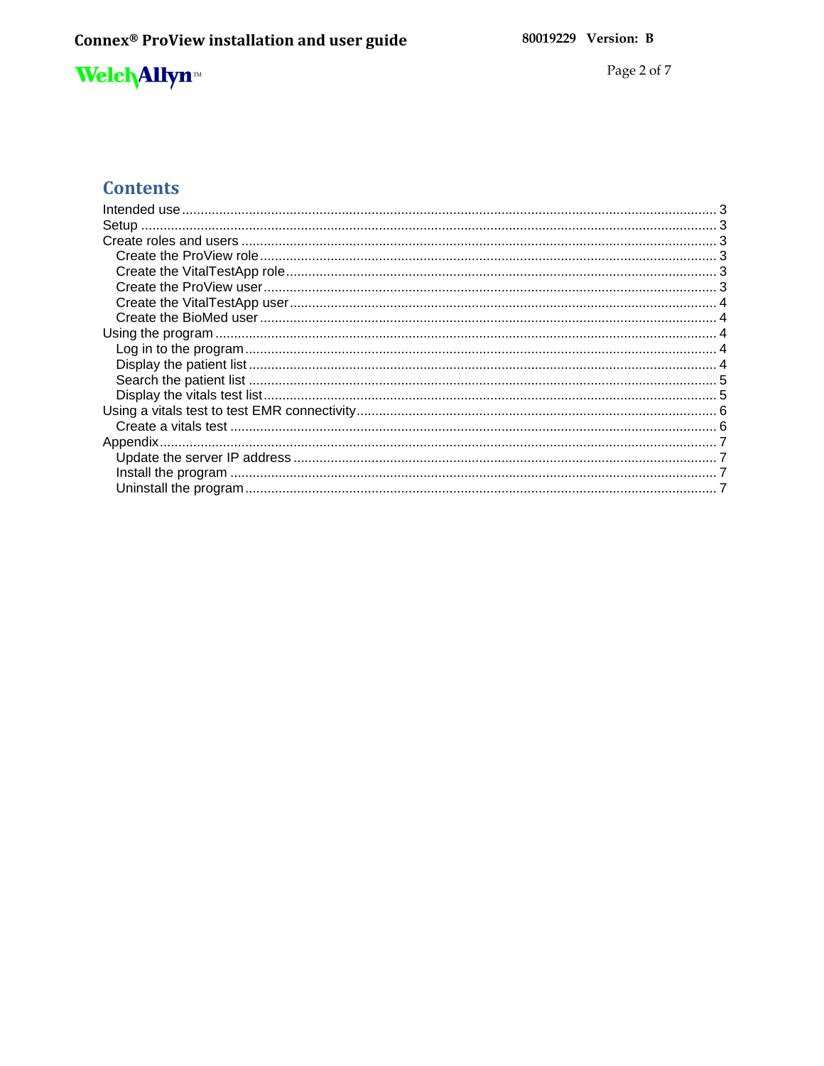# Contents

Intended use ........................................................................................................................... 3
Setup ..................................................................................................................................... 3
Create roles and users ............................................................................................................ 3
  Create the ProView role ....................................................................................................... 3
  Create the VitalTestApp role ................................................................................................ 3
  Create the ProView user ...................................................................................................... 3
  Create the VitalTestApp user ............................................................................................... 4
  Create the BioMed user ....................................................................................................... 4
Using the program ................................................................................................................... 4
  Log in to the program .......................................................................................................... 4
  Display the patient list ......................................................................................................... 4
  Search the patient list .......................................................................................................... 5
  Display the vitals test list ..................................................................................................... 5
Using a vitals test to test EMR connectivity ............................................................................. 6
  Create a vitals test ............................................................................................................... 6
Appendix ................................................................................................................................ 7
  Update the server IP address ............................................................................................... 7
  Install the program ............................................................................................................... 7
  Uninstall the program ........................................................................................................... 7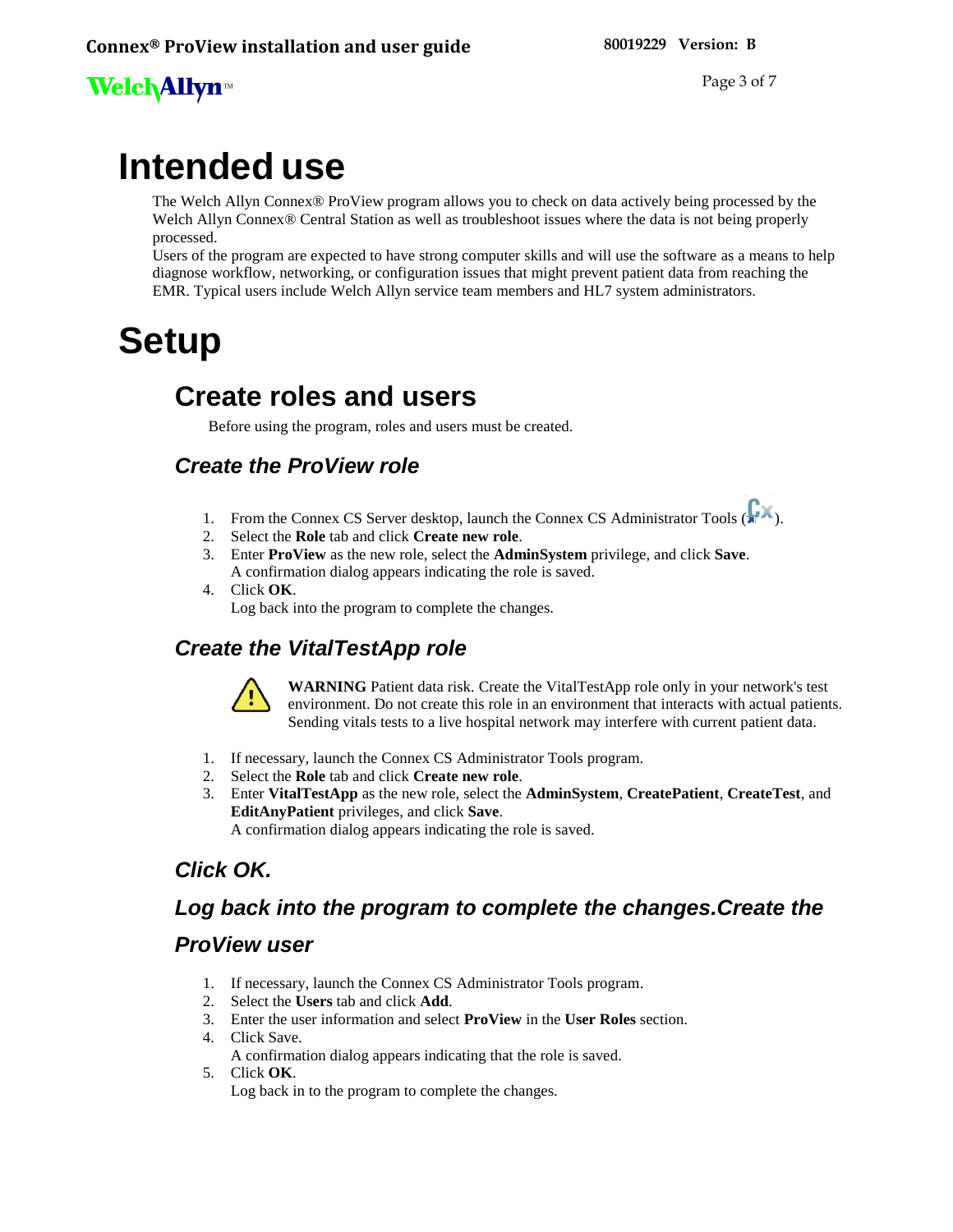# Intended use

The Welch Allyn Connex® ProView program allows you to check on data actively being processed by the Welch Allyn Connex® Central Station as well as troubleshoot issues where the data is not being properly processed.
Users of the program are expected to have strong computer skills and will use the software as a means to help diagnose workflow, networking, or configuration issues that might prevent patient data from reaching the EMR. Typical users include Welch Allyn service team members and HL7 system administrators.

# Setup

## Create roles and users

Before using the program, roles and users must be created.

### *Create the ProView role*

1. From the Connex CS Server desktop, launch the Connex CS Administrator Tools ( ).
2. Select the **Role** tab and click **Create new role**.
3. Enter **ProView** as the new role, select the **AdminSystem** privilege, and click **Save**.
   A confirmation dialog appears indicating the role is saved.
4. Click **OK**.
   Log back into the program to complete the changes.

### *Create the VitalTestApp role*

**WARNING** Patient data risk. Create the VitalTestApp role only in your network's test environment. Do not create this role in an environment that interacts with actual patients. Sending vitals tests to a live hospital network may interfere with current patient data.

1. If necessary, launch the Connex CS Administrator Tools program.
2. Select the **Role** tab and click **Create new role**.
3. Enter **VitalTestApp** as the new role, select the **AdminSystem**, **CreatePatient**, **CreateTest**, and **EditAnyPatient** privileges, and click **Save**.
   A confirmation dialog appears indicating the role is saved.

### *Click OK.*

### *Log back into the program to complete the changes.Create the ProView user*

1. If necessary, launch the Connex CS Administrator Tools program.
2. Select the **Users** tab and click **Add**.
3. Enter the user information and select **ProView** in the **User Roles** section.
4. Click Save.
   A confirmation dialog appears indicating that the role is saved.
5. Click **OK**.
   Log back in to the program to complete the changes.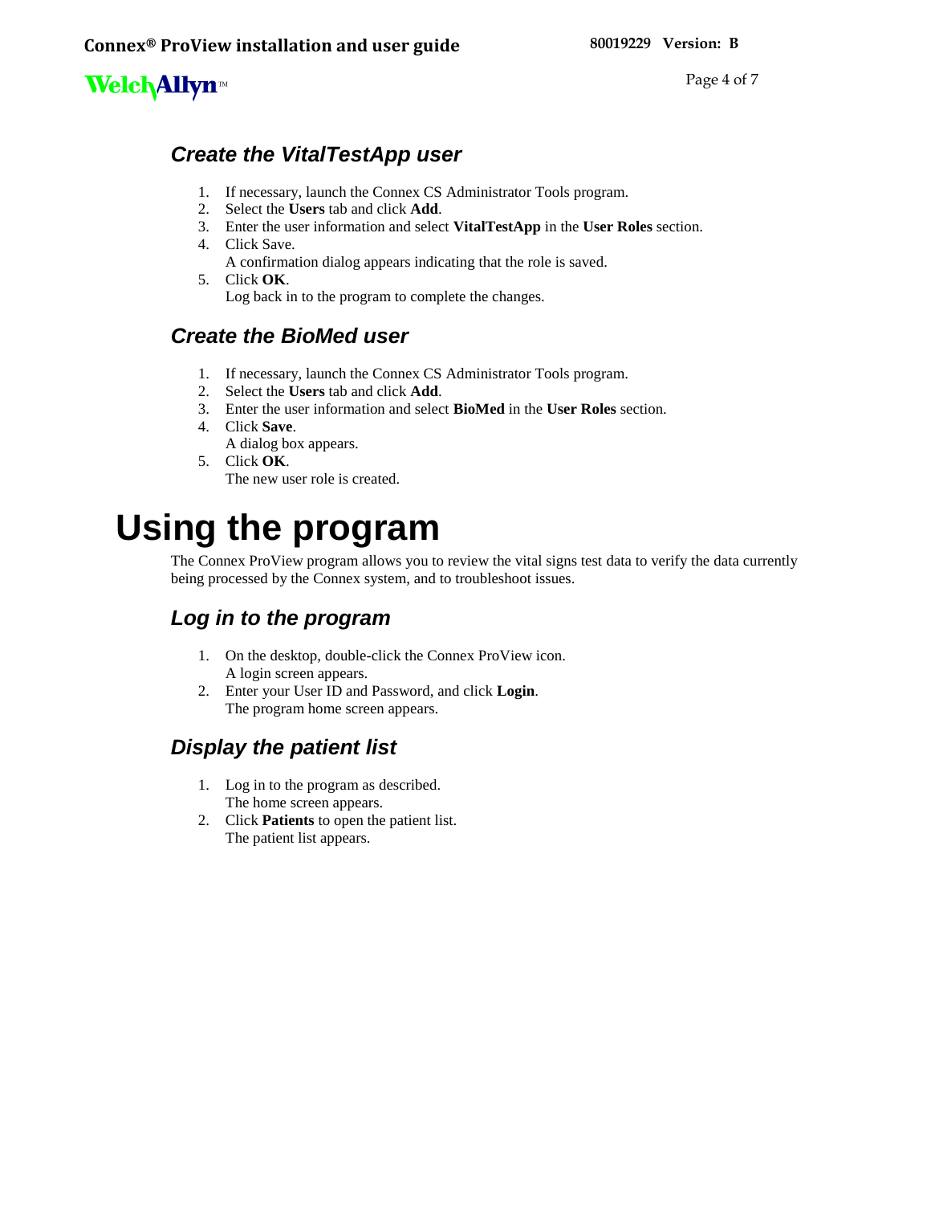## Create the VitalTestApp user

1. If necessary, launch the Connex CS Administrator Tools program.
2. Select the **Users** tab and click **Add**.
3. Enter the user information and select **VitalTestApp** in the **User Roles** section.
4. Click Save.
   A confirmation dialog appears indicating that the role is saved.
5. Click **OK**.
   Log back in to the program to complete the changes.

## Create the BioMed user

1. If necessary, launch the Connex CS Administrator Tools program.
2. Select the **Users** tab and click **Add**.
3. Enter the user information and select **BioMed** in the **User Roles** section.
4. Click **Save**.
   A dialog box appears.
5. Click **OK**.
   The new user role is created.

# Using the program

The Connex ProView program allows you to review the vital signs test data to verify the data currently being processed by the Connex system, and to troubleshoot issues.

## Log in to the program

1. On the desktop, double-click the Connex ProView icon.
   A login screen appears.
2. Enter your User ID and Password, and click **Login**.
   The program home screen appears.

## Display the patient list

1. Log in to the program as described.
   The home screen appears.
2. Click **Patients** to open the patient list.
   The patient list appears.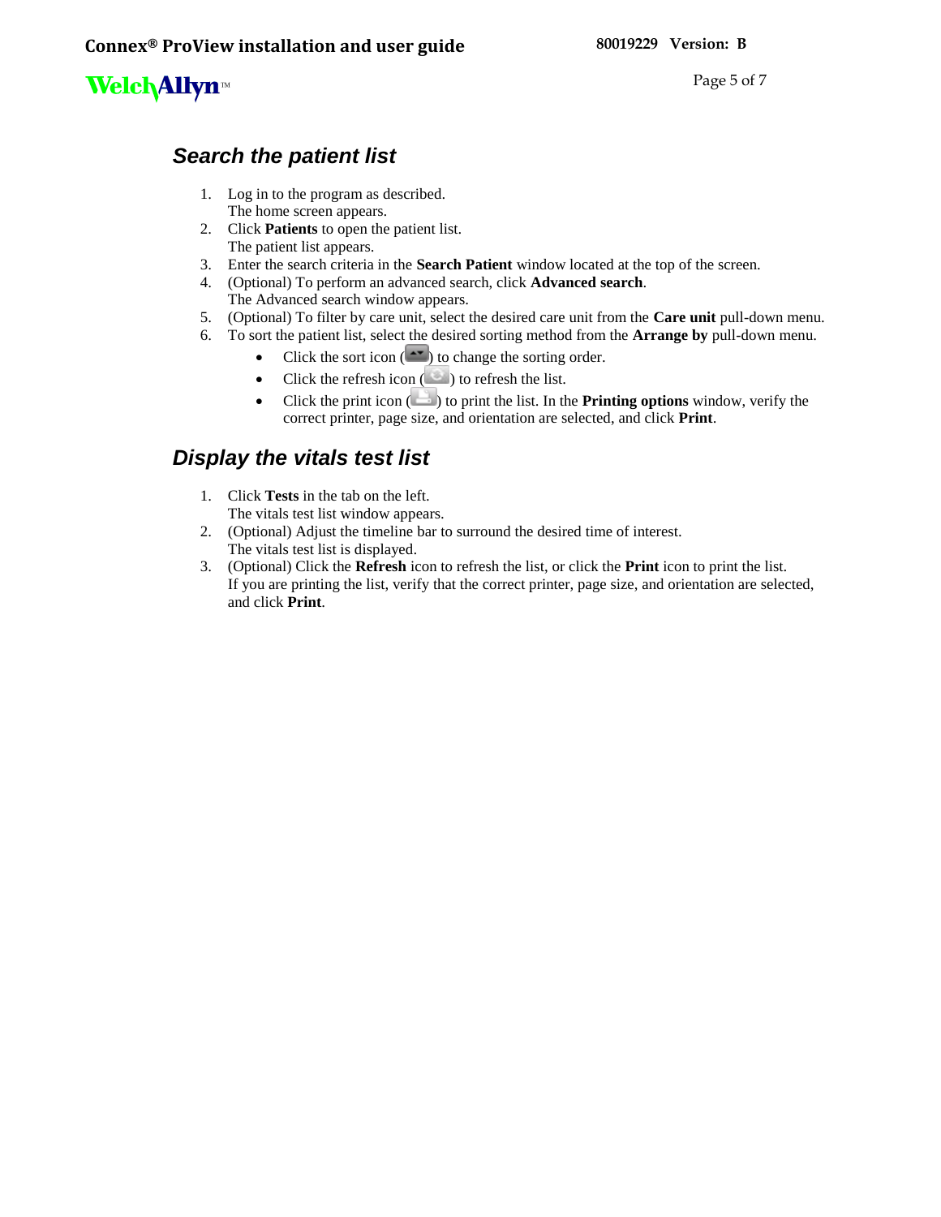## Search the patient list

1. Log in to the program as described.
   The home screen appears.
2. Click **Patients** to open the patient list.
   The patient list appears.
3. Enter the search criteria in the **Search Patient** window located at the top of the screen.
4. (Optional) To perform an advanced search, click **Advanced search**.
   The Advanced search window appears.
5. (Optional) To filter by care unit, select the desired care unit from the **Care unit** pull-down menu.
6. To sort the patient list, select the desired sorting method from the **Arrange by** pull-down menu.
   - Click the sort icon ( ) to change the sorting order.
   - Click the refresh icon ( ) to refresh the list.
   - Click the print icon ( ) to print the list. In the **Printing options** window, verify the correct printer, page size, and orientation are selected, and click **Print**.

## Display the vitals test list

1. Click **Tests** in the tab on the left.
   The vitals test list window appears.
2. (Optional) Adjust the timeline bar to surround the desired time of interest.
   The vitals test list is displayed.
3. (Optional) Click the **Refresh** icon to refresh the list, or click the **Print** icon to print the list.
   If you are printing the list, verify that the correct printer, page size, and orientation are selected, and click **Print**.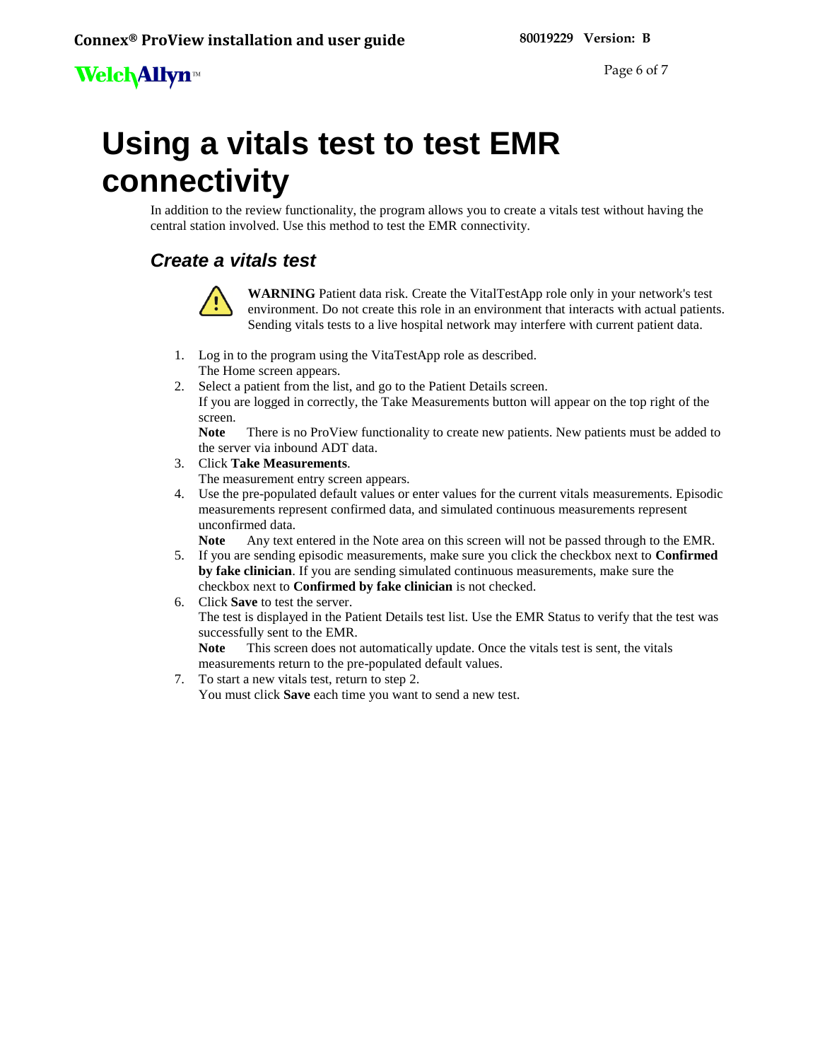# Using a vitals test to test EMR connectivity

In addition to the review functionality, the program allows you to create a vitals test without having the central station involved. Use this method to test the EMR connectivity.

## *Create a vitals test*

**WARNING** Patient data risk. Create the VitalTestApp role only in your network's test environment. Do not create this role in an environment that interacts with actual patients. Sending vitals tests to a live hospital network may interfere with current patient data.

1. Log in to the program using the VitaTestApp role as described.
   The Home screen appears.
2. Select a patient from the list, and go to the Patient Details screen.
   If you are logged in correctly, the Take Measurements button will appear on the top right of the screen.
   **Note** There is no ProView functionality to create new patients. New patients must be added to the server via inbound ADT data.
3. Click **Take Measurements**.
   The measurement entry screen appears.
4. Use the pre-populated default values or enter values for the current vitals measurements. Episodic measurements represent confirmed data, and simulated continuous measurements represent unconfirmed data.
   **Note** Any text entered in the Note area on this screen will not be passed through to the EMR.
5. If you are sending episodic measurements, make sure you click the checkbox next to **Confirmed by fake clinician**. If you are sending simulated continuous measurements, make sure the checkbox next to **Confirmed by fake clinician** is not checked.
6. Click **Save** to test the server.
   The test is displayed in the Patient Details test list. Use the EMR Status to verify that the test was successfully sent to the EMR.
   **Note** This screen does not automatically update. Once the vitals test is sent, the vitals measurements return to the pre-populated default values.
7. To start a new vitals test, return to step 2.
   You must click **Save** each time you want to send a new test.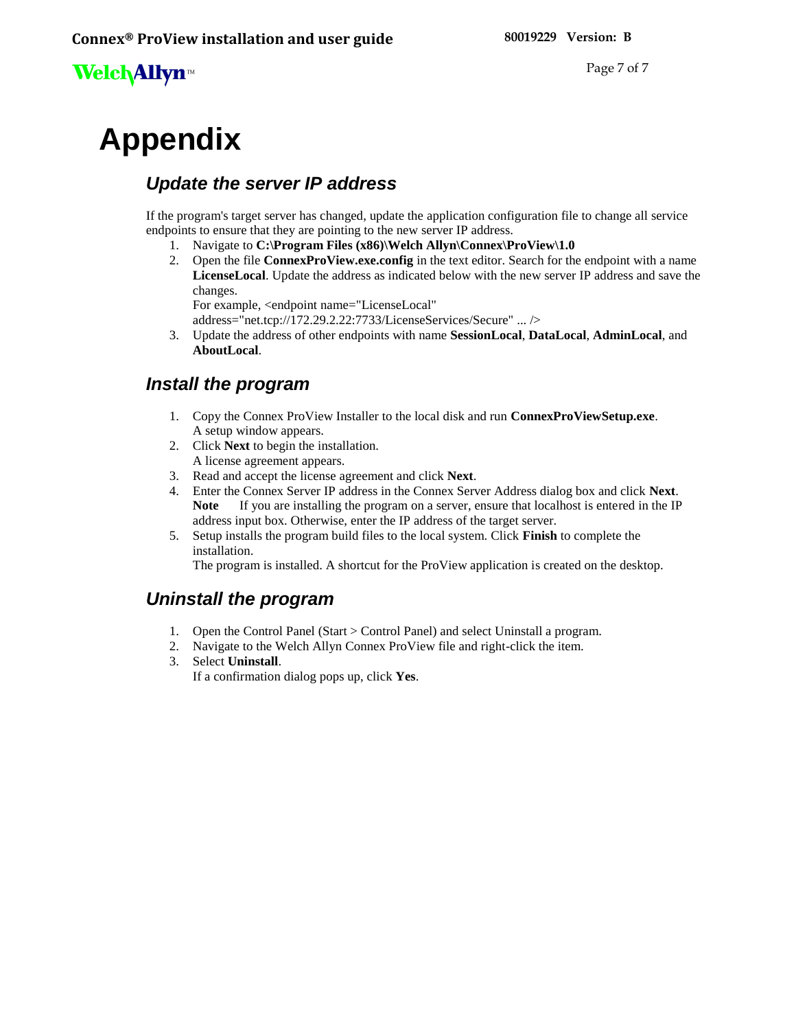# Appendix

## *Update the server IP address*

If the program's target server has changed, update the application configuration file to change all service endpoints to ensure that they are pointing to the new server IP address.

1. Navigate to **C:\Program Files (x86)\Welch Allyn\Connex\ProView\1.0**
2. Open the file **ConnexProView.exe.config** in the text editor. Search for the endpoint with a name **LicenseLocal**. Update the address as indicated below with the new server IP address and save the changes.
   For example, <endpoint name="LicenseLocal" address="net.tcp://172.29.2.22:7733/LicenseServices/Secure" ... />
3. Update the address of other endpoints with name **SessionLocal**, **DataLocal**, **AdminLocal**, and **AboutLocal**.

## *Install the program*

1. Copy the Connex ProView Installer to the local disk and run **ConnexProViewSetup.exe**.
   A setup window appears.
2. Click **Next** to begin the installation.
   A license agreement appears.
3. Read and accept the license agreement and click **Next**.
4. Enter the Connex Server IP address in the Connex Server Address dialog box and click **Next**.
   **Note** If you are installing the program on a server, ensure that localhost is entered in the IP address input box. Otherwise, enter the IP address of the target server.
5. Setup installs the program build files to the local system. Click **Finish** to complete the installation.
   The program is installed. A shortcut for the ProView application is created on the desktop.

## *Uninstall the program*

1. Open the Control Panel (Start > Control Panel) and select Uninstall a program.
2. Navigate to the Welch Allyn Connex ProView file and right-click the item.
3. Select **Uninstall**.
   If a confirmation dialog pops up, click **Yes**.